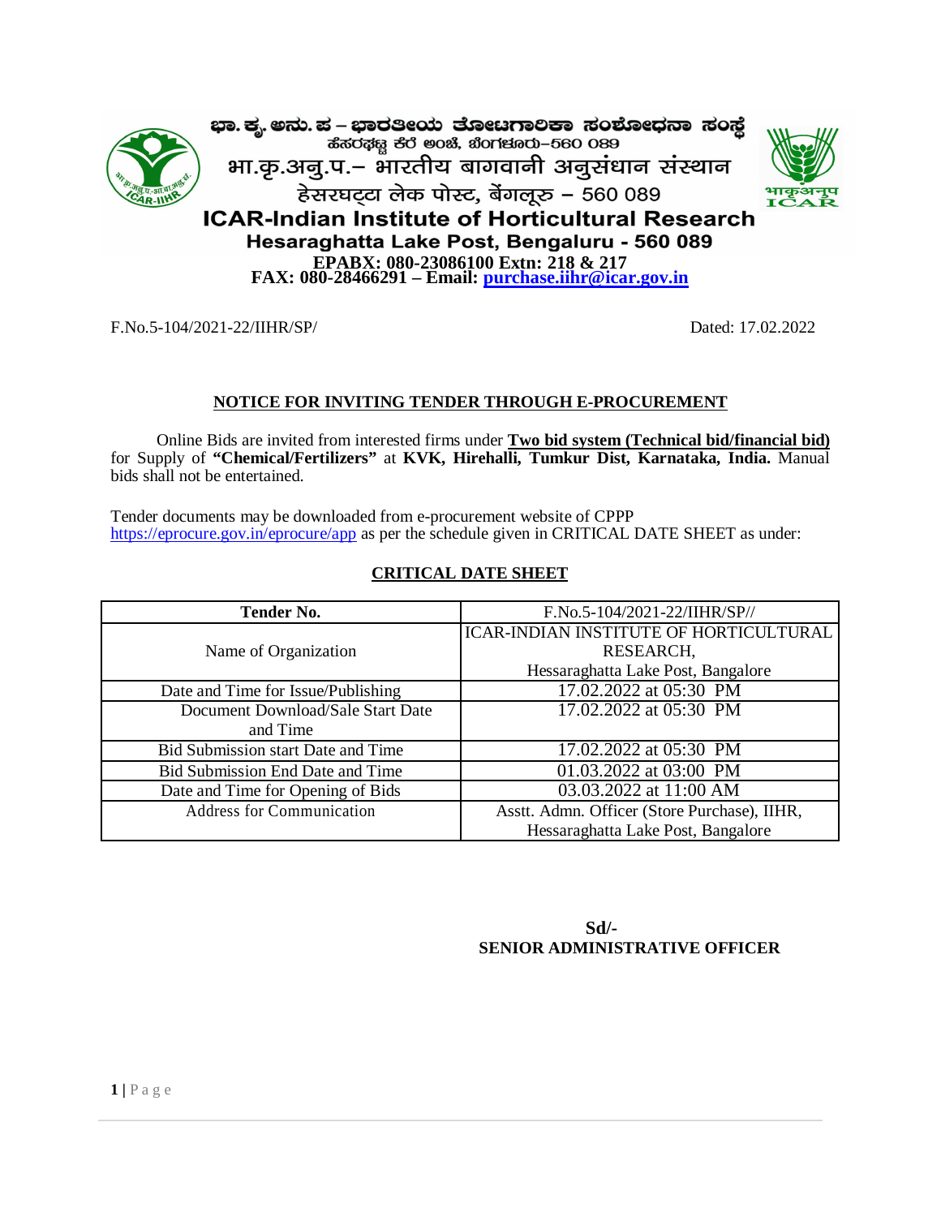ಭಾ.ಕೃ.ಅನು.ಪ – ಭಾರತೀಯ ತೋಟಗಾರಿಕಾ ಸಂಶೋಧನಾ ಸಂಸ್ಥೆ
ಹೆಸರಘಟ್ಟ ಕೆರೆ ಅಂಚೆ, ಬೆಂಗಳೂರು–560 089

भा.कृ.अनु.प.– भारतीय बागवानी अनुसंधान संस्थान
हेसरघट्टा लेक पोस्ट, बेंगलूरु – 560 089

**ICAR-Indian Institute of Horticultural Research**
**Hesaraghatta Lake Post, Bengaluru - 560 089**
**EPABX: 080-23086100 Extn: 218 & 217**
**FAX: 080-28466291 – Email: purchase.iihr@icar.gov.in**

F.No.5-104/2021-22/IIHR/SP/ Dated: 17.02.2022

## NOTICE FOR INVITING TENDER THROUGH E-PROCUREMENT

Online Bids are invited from interested firms under **Two bid system (Technical bid/financial bid)** for Supply of **"Chemical/Fertilizers"** at **KVK, Hirehalli, Tumkur Dist, Karnataka, India.** Manual bids shall not be entertained.

Tender documents may be downloaded from e-procurement website of CPPP https://eprocure.gov.in/eprocure/app as per the schedule given in CRITICAL DATE SHEET as under:

## CRITICAL DATE SHEET

| Tender No. | F.No.5-104/2021-22/IIHR/SP// |
|---|---|
| Name of Organization | ICAR-INDIAN INSTITUTE OF HORTICULTURAL RESEARCH, Hessaraghatta Lake Post, Bangalore |
| Date and Time for Issue/Publishing | 17.02.2022 at 05:30 PM |
| Document Download/Sale Start Date and Time | 17.02.2022 at 05:30 PM |
| Bid Submission start Date and Time | 17.02.2022 at 05:30 PM |
| Bid Submission End Date and Time | 01.03.2022 at 03:00 PM |
| Date and Time for Opening of Bids | 03.03.2022 at 11:00 AM |
| Address for Communication | Asstt. Admn. Officer (Store Purchase), IIHR, Hessaraghatta Lake Post, Bangalore |

**Sd/-**
**SENIOR ADMINISTRATIVE OFFICER**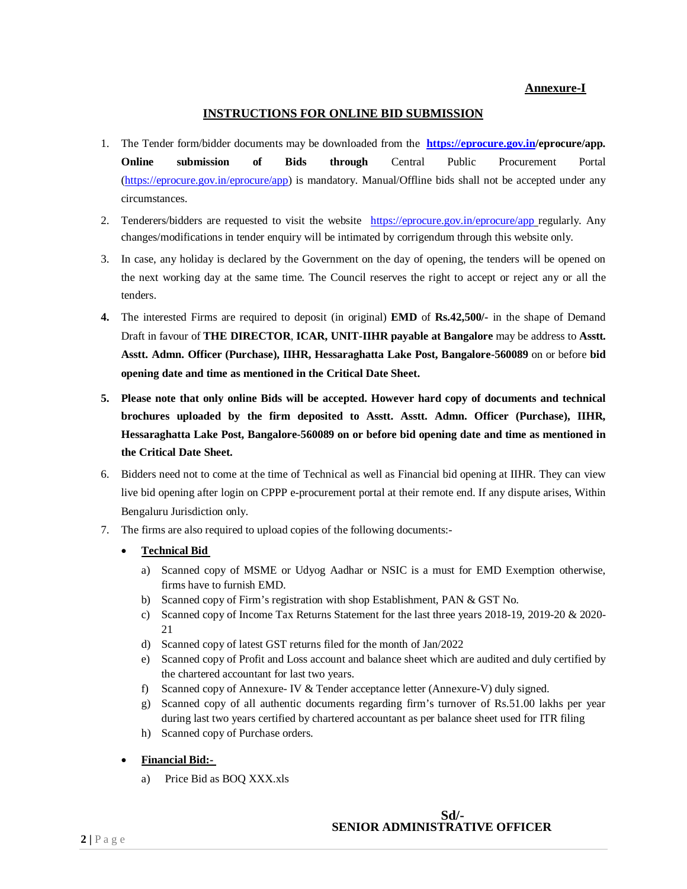**Annexure-I**

## INSTRUCTIONS FOR ONLINE BID SUBMISSION

1. The Tender form/bidder documents may be downloaded from the **https://eprocure.gov.in/eprocure/app. Online submission of Bids through** Central Public Procurement Portal (https://eprocure.gov.in/eprocure/app) is mandatory. Manual/Offline bids shall not be accepted under any circumstances.
2. Tenderers/bidders are requested to visit the website https://eprocure.gov.in/eprocure/app regularly. Any changes/modifications in tender enquiry will be intimated by corrigendum through this website only.
3. In case, any holiday is declared by the Government on the day of opening, the tenders will be opened on the next working day at the same time. The Council reserves the right to accept or reject any or all the tenders.
4. The interested Firms are required to deposit (in original) **EMD** of **Rs.42,500/-** in the shape of Demand Draft in favour of **THE DIRECTOR**, **ICAR, UNIT-IIHR payable at Bangalore** may be address to **Asstt. Asstt. Admn. Officer (Purchase), IIHR, Hessaraghatta Lake Post, Bangalore-560089** on or before **bid opening date and time as mentioned in the Critical Date Sheet.**
5. **Please note that only online Bids will be accepted. However hard copy of documents and technical brochures uploaded by the firm deposited to Asstt. Asstt. Admn. Officer (Purchase), IIHR, Hessaraghatta Lake Post, Bangalore-560089 on or before bid opening date and time as mentioned in the Critical Date Sheet.**
6. Bidders need not to come at the time of Technical as well as Financial bid opening at IIHR. They can view live bid opening after login on CPPP e-procurement portal at their remote end. If any dispute arises, Within Bengaluru Jurisdiction only.
7. The firms are also required to upload copies of the following documents:-

- **Technical Bid**
  a) Scanned copy of MSME or Udyog Aadhar or NSIC is a must for EMD Exemption otherwise, firms have to furnish EMD.
  b) Scanned copy of Firm's registration with shop Establishment, PAN & GST No.
  c) Scanned copy of Income Tax Returns Statement for the last three years 2018-19, 2019-20 & 2020-21
  d) Scanned copy of latest GST returns filed for the month of Jan/2022
  e) Scanned copy of Profit and Loss account and balance sheet which are audited and duly certified by the chartered accountant for last two years.
  f) Scanned copy of Annexure- IV & Tender acceptance letter (Annexure-V) duly signed.
  g) Scanned copy of all authentic documents regarding firm's turnover of Rs.51.00 lakhs per year during last two years certified by chartered accountant as per balance sheet used for ITR filing
  h) Scanned copy of Purchase orders.

- **Financial Bid:-**
  a) Price Bid as BOQ XXX.xls

**Sd/-**
**SENIOR ADMINISTRATIVE OFFICER**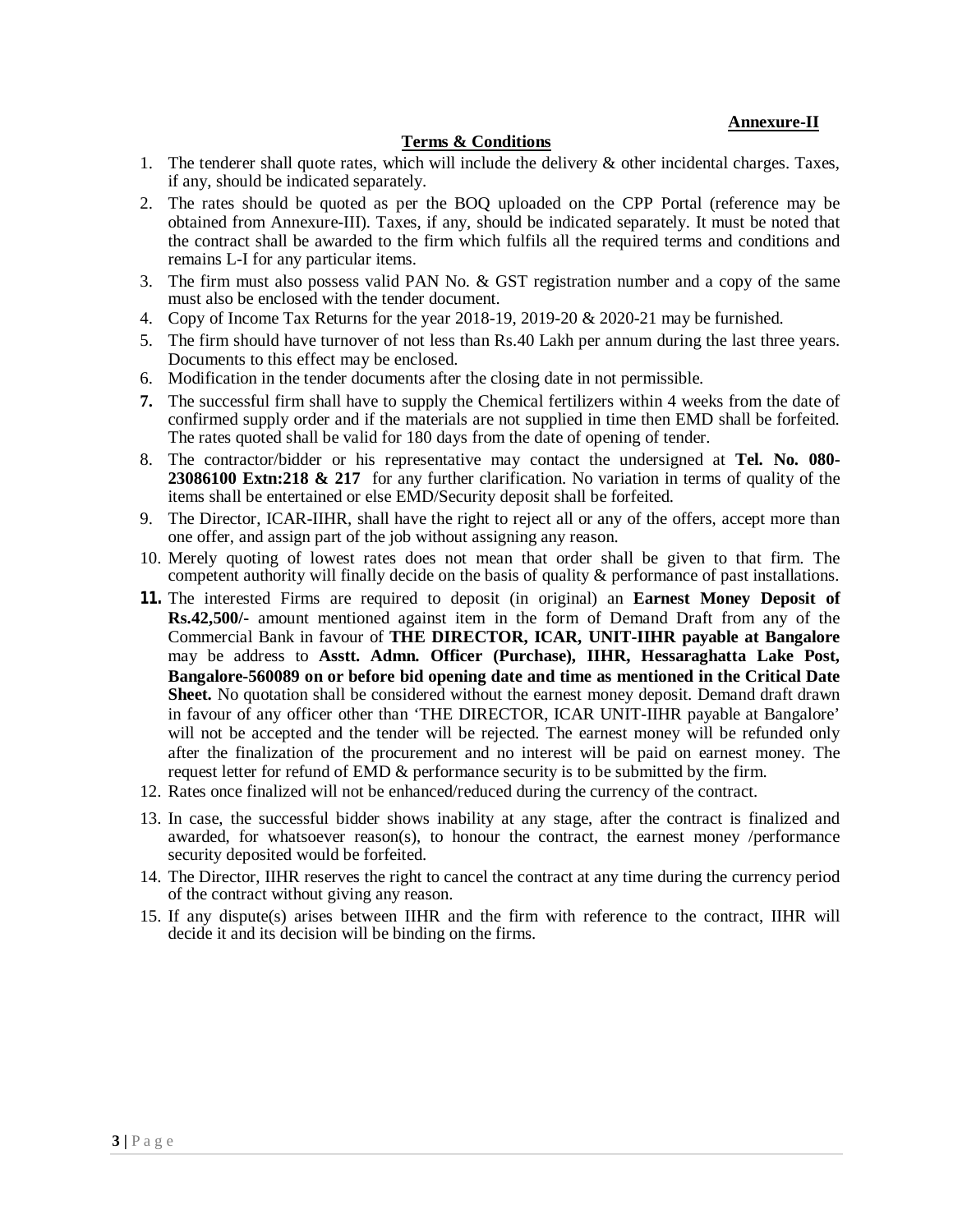**Annexure-II**

**Terms & Conditions**

1. The tenderer shall quote rates, which will include the delivery & other incidental charges. Taxes, if any, should be indicated separately.
2. The rates should be quoted as per the BOQ uploaded on the CPP Portal (reference may be obtained from Annexure-III). Taxes, if any, should be indicated separately. It must be noted that the contract shall be awarded to the firm which fulfils all the required terms and conditions and remains L-I for any particular items.
3. The firm must also possess valid PAN No. & GST registration number and a copy of the same must also be enclosed with the tender document.
4. Copy of Income Tax Returns for the year 2018-19, 2019-20 & 2020-21 may be furnished.
5. The firm should have turnover of not less than Rs.40 Lakh per annum during the last three years. Documents to this effect may be enclosed.
6. Modification in the tender documents after the closing date in not permissible.
7. The successful firm shall have to supply the Chemical fertilizers within 4 weeks from the date of confirmed supply order and if the materials are not supplied in time then EMD shall be forfeited. The rates quoted shall be valid for 180 days from the date of opening of tender.
8. The contractor/bidder or his representative may contact the undersigned at **Tel. No. 080-23086100 Extn:218 & 217** for any further clarification. No variation in terms of quality of the items shall be entertained or else EMD/Security deposit shall be forfeited.
9. The Director, ICAR-IIHR, shall have the right to reject all or any of the offers, accept more than one offer, and assign part of the job without assigning any reason.
10. Merely quoting of lowest rates does not mean that order shall be given to that firm. The competent authority will finally decide on the basis of quality & performance of past installations.
11. The interested Firms are required to deposit (in original) an **Earnest Money Deposit of Rs.42,500/-** amount mentioned against item in the form of Demand Draft from any of the Commercial Bank in favour of **THE DIRECTOR, ICAR, UNIT-IIHR payable at Bangalore** may be address to **Asstt. Admn. Officer (Purchase), IIHR, Hessaraghatta Lake Post, Bangalore-560089 on or before bid opening date and time as mentioned in the Critical Date Sheet.** No quotation shall be considered without the earnest money deposit. Demand draft drawn in favour of any officer other than 'THE DIRECTOR, ICAR UNIT-IIHR payable at Bangalore' will not be accepted and the tender will be rejected. The earnest money will be refunded only after the finalization of the procurement and no interest will be paid on earnest money. The request letter for refund of EMD & performance security is to be submitted by the firm.
12. Rates once finalized will not be enhanced/reduced during the currency of the contract.
13. In case, the successful bidder shows inability at any stage, after the contract is finalized and awarded, for whatsoever reason(s), to honour the contract, the earnest money /performance security deposited would be forfeited.
14. The Director, IIHR reserves the right to cancel the contract at any time during the currency period of the contract without giving any reason.
15. If any dispute(s) arises between IIHR and the firm with reference to the contract, IIHR will decide it and its decision will be binding on the firms.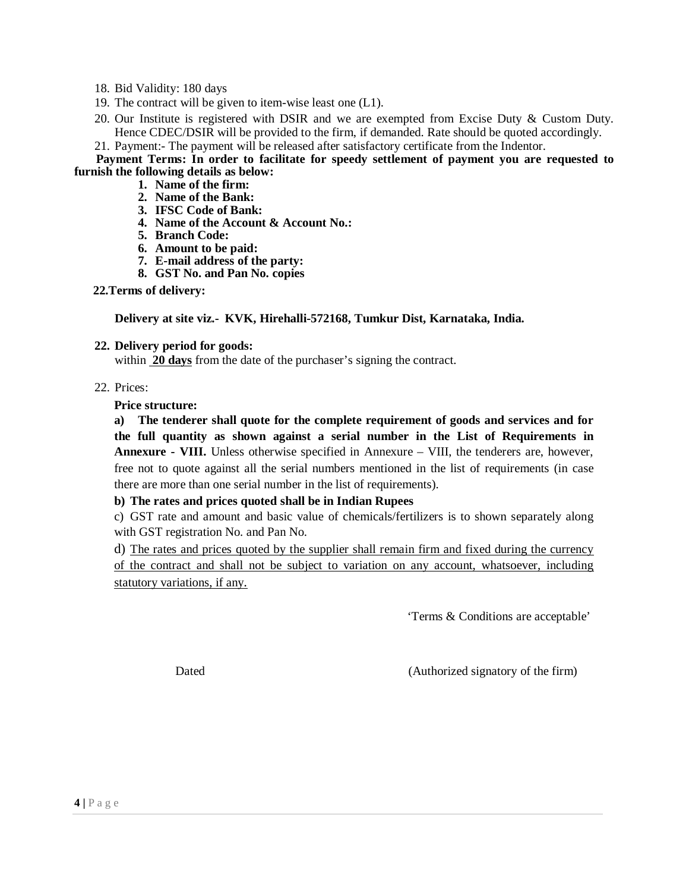18. Bid Validity: 180 days
19. The contract will be given to item-wise least one (L1).
20. Our Institute is registered with DSIR and we are exempted from Excise Duty & Custom Duty. Hence CDEC/DSIR will be provided to the firm, if demanded. Rate should be quoted accordingly.
21. Payment:- The payment will be released after satisfactory certificate from the Indentor.

**Payment Terms: In order to facilitate for speedy settlement of payment you are requested to furnish the following details as below:**

1. **Name of the firm:**
2. **Name of the Bank:**
3. **IFSC Code of Bank:**
4. **Name of the Account & Account No.:**
5. **Branch Code:**
6. **Amount to be paid:**
7. **E-mail address of the party:**
8. **GST No. and Pan No. copies**

**22.Terms of delivery:**

**Delivery at site viz.- KVK, Hirehalli-572168, Tumkur Dist, Karnataka, India.**

**22. Delivery period for goods:**

within **20 days** from the date of the purchaser's signing the contract.

22. Prices:

**Price structure:**

**a) The tenderer shall quote for the complete requirement of goods and services and for the full quantity as shown against a serial number in the List of Requirements in Annexure - VIII.** Unless otherwise specified in Annexure – VIII, the tenderers are, however, free not to quote against all the serial numbers mentioned in the list of requirements (in case there are more than one serial number in the list of requirements).

**b) The rates and prices quoted shall be in Indian Rupees**

c) GST rate and amount and basic value of chemicals/fertilizers is to shown separately along with GST registration No. and Pan No.

d) The rates and prices quoted by the supplier shall remain firm and fixed during the currency of the contract and shall not be subject to variation on any account, whatsoever, including statutory variations, if any.

'Terms & Conditions are acceptable'

Dated (Authorized signatory of the firm)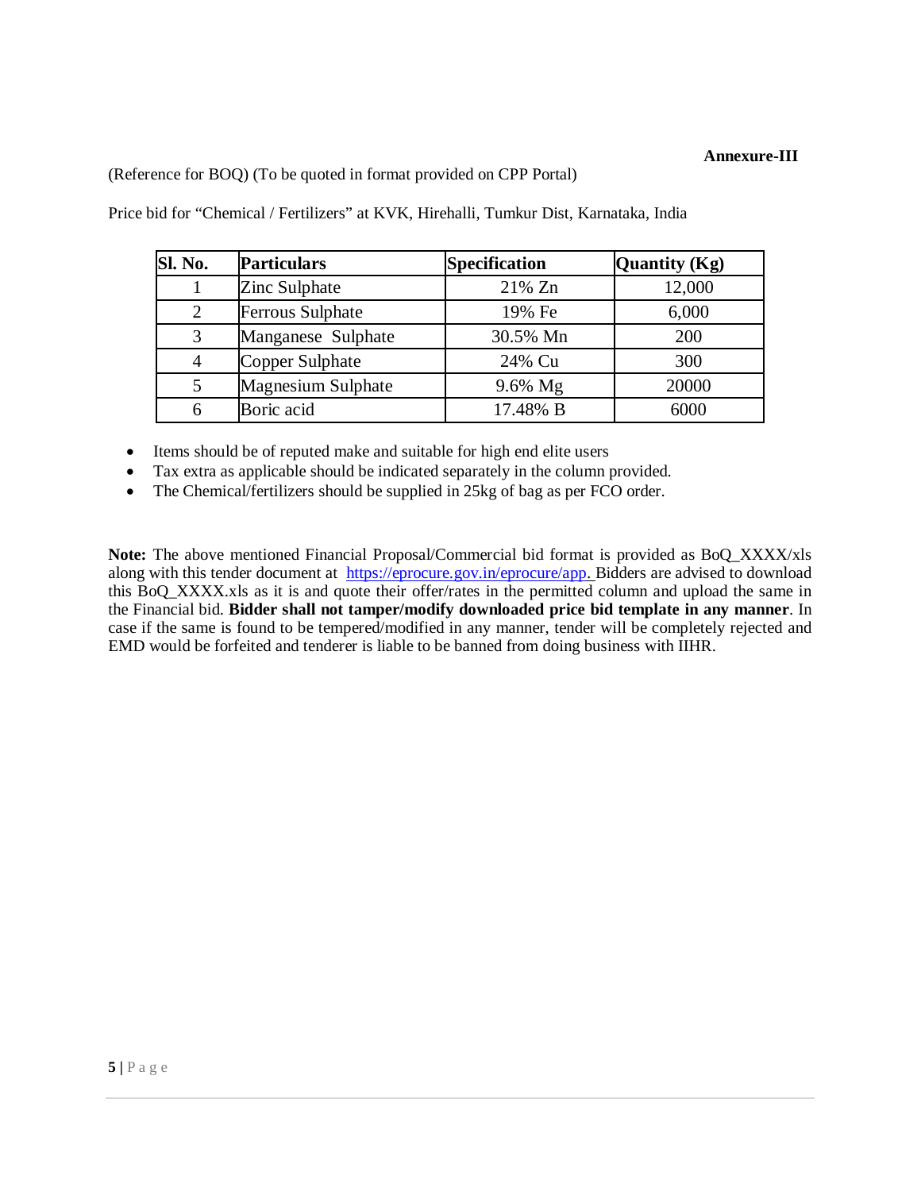**Annexure-III**

(Reference for BOQ) (To be quoted in format provided on CPP Portal)

Price bid for "Chemical / Fertilizers" at KVK, Hirehalli, Tumkur Dist, Karnataka, India

| Sl. No. | Particulars | Specification | Quantity (Kg) |
|---|---|---|---|
| 1 | Zinc Sulphate | 21% Zn | 12,000 |
| 2 | Ferrous Sulphate | 19% Fe | 6,000 |
| 3 | Manganese Sulphate | 30.5% Mn | 200 |
| 4 | Copper Sulphate | 24% Cu | 300 |
| 5 | Magnesium Sulphate | 9.6% Mg | 20000 |
| 6 | Boric acid | 17.48% B | 6000 |

- Items should be of reputed make and suitable for high end elite users
- Tax extra as applicable should be indicated separately in the column provided.
- The Chemical/fertilizers should be supplied in 25kg of bag as per FCO order.

**Note:** The above mentioned Financial Proposal/Commercial bid format is provided as BoQ_XXXX/xls along with this tender document at https://eprocure.gov.in/eprocure/app. Bidders are advised to download this BoQ_XXXX.xls as it is and quote their offer/rates in the permitted column and upload the same in the Financial bid. **Bidder shall not tamper/modify downloaded price bid template in any manner**. In case if the same is found to be tempered/modified in any manner, tender will be completely rejected and EMD would be forfeited and tenderer is liable to be banned from doing business with IIHR.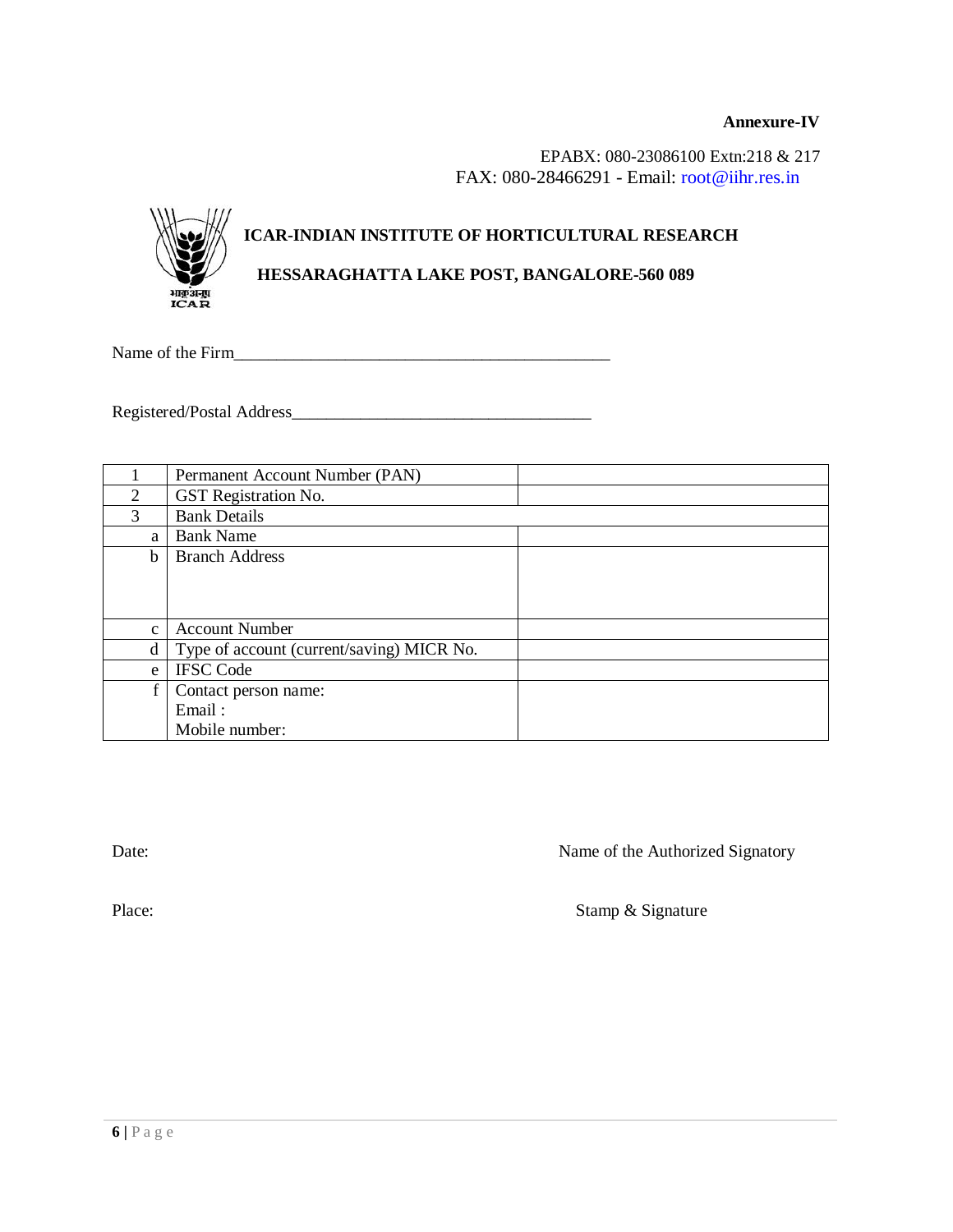**Annexure-IV**

EPABX: 080-23086100 Extn:218 & 217
FAX: 080-28466291 - Email: root@iihr.res.in

भाकृअनुप
ICAR

## ICAR-INDIAN INSTITUTE OF HORTICULTURAL RESEARCH

## HESSARAGHATTA LAKE POST, BANGALORE-560 089

Name of the Firm_______________________________________________

Registered/Postal Address____________________________________

| | | |
|---|---|---|
| 1 | Permanent Account Number (PAN) | |
| 2 | GST Registration No. | |
| 3 | Bank Details | |
| a | Bank Name | |
| b | Branch Address | |
| c | Account Number | |
| d | Type of account (current/saving) MICR No. | |
| e | IFSC Code | |
| f | Contact person name:<br>Email :<br>Mobile number: | |

Date: Name of the Authorized Signatory

Place: Stamp & Signature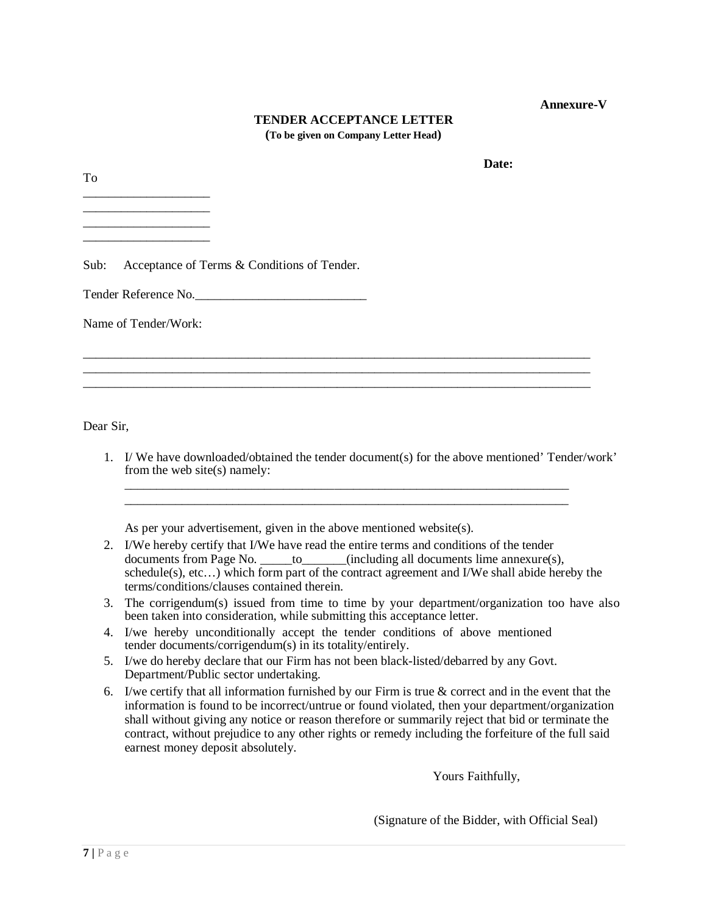**Annexure-V**

**TENDER ACCEPTANCE LETTER**
**(To be given on Company Letter Head)**

**Date:**

To

___________________
___________________
___________________
___________________

Sub: Acceptance of Terms & Conditions of Tender.

Tender Reference No.__________________________

Name of Tender/Work:

_____________________________________________________________________________
_____________________________________________________________________________
_____________________________________________________________________________

Dear Sir,

1. I/ We have downloaded/obtained the tender document(s) for the above mentioned' Tender/work' from the web site(s) namely:

   ____________________________________________________________________
   ____________________________________________________________________

   As per your advertisement, given in the above mentioned website(s).

2. I/We hereby certify that I/We have read the entire terms and conditions of the tender documents from Page No. _____to_______(including all documents lime annexure(s), schedule(s), etc…) which form part of the contract agreement and I/We shall abide hereby the terms/conditions/clauses contained therein.
3. The corrigendum(s) issued from time to time by your department/organization too have also been taken into consideration, while submitting this acceptance letter.
4. I/we hereby unconditionally accept the tender conditions of above mentioned tender documents/corrigendum(s) in its totality/entirely.
5. I/we do hereby declare that our Firm has not been black-listed/debarred by any Govt. Department/Public sector undertaking.
6. I/we certify that all information furnished by our Firm is true & correct and in the event that the information is found to be incorrect/untrue or found violated, then your department/organization shall without giving any notice or reason therefore or summarily reject that bid or terminate the contract, without prejudice to any other rights or remedy including the forfeiture of the full said earnest money deposit absolutely.

Yours Faithfully,

(Signature of the Bidder, with Official Seal)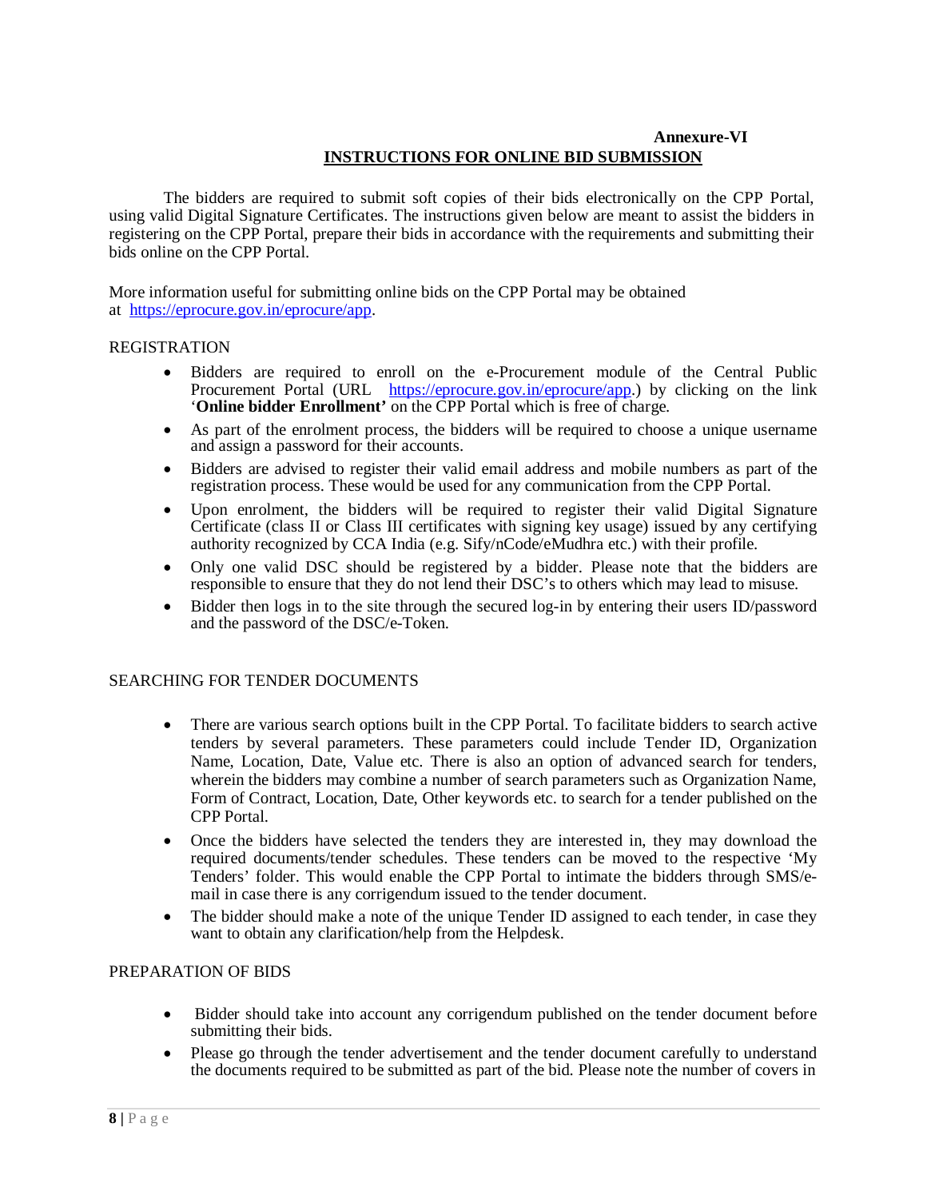**Annexure-VI**

## INSTRUCTIONS FOR ONLINE BID SUBMISSION

The bidders are required to submit soft copies of their bids electronically on the CPP Portal, using valid Digital Signature Certificates. The instructions given below are meant to assist the bidders in registering on the CPP Portal, prepare their bids in accordance with the requirements and submitting their bids online on the CPP Portal.

More information useful for submitting online bids on the CPP Portal may be obtained at https://eprocure.gov.in/eprocure/app.

### REGISTRATION

- Bidders are required to enroll on the e-Procurement module of the Central Public Procurement Portal (URL https://eprocure.gov.in/eprocure/app.) by clicking on the link '**Online bidder Enrollment'** on the CPP Portal which is free of charge.
- As part of the enrolment process, the bidders will be required to choose a unique username and assign a password for their accounts.
- Bidders are advised to register their valid email address and mobile numbers as part of the registration process. These would be used for any communication from the CPP Portal.
- Upon enrolment, the bidders will be required to register their valid Digital Signature Certificate (class II or Class III certificates with signing key usage) issued by any certifying authority recognized by CCA India (e.g. Sify/nCode/eMudhra etc.) with their profile.
- Only one valid DSC should be registered by a bidder. Please note that the bidders are responsible to ensure that they do not lend their DSC's to others which may lead to misuse.
- Bidder then logs in to the site through the secured log-in by entering their users ID/password and the password of the DSC/e-Token.

### SEARCHING FOR TENDER DOCUMENTS

- There are various search options built in the CPP Portal. To facilitate bidders to search active tenders by several parameters. These parameters could include Tender ID, Organization Name, Location, Date, Value etc. There is also an option of advanced search for tenders, wherein the bidders may combine a number of search parameters such as Organization Name, Form of Contract, Location, Date, Other keywords etc. to search for a tender published on the CPP Portal.
- Once the bidders have selected the tenders they are interested in, they may download the required documents/tender schedules. These tenders can be moved to the respective 'My Tenders' folder. This would enable the CPP Portal to intimate the bidders through SMS/e-mail in case there is any corrigendum issued to the tender document.
- The bidder should make a note of the unique Tender ID assigned to each tender, in case they want to obtain any clarification/help from the Helpdesk.

### PREPARATION OF BIDS

- Bidder should take into account any corrigendum published on the tender document before submitting their bids.
- Please go through the tender advertisement and the tender document carefully to understand the documents required to be submitted as part of the bid. Please note the number of covers in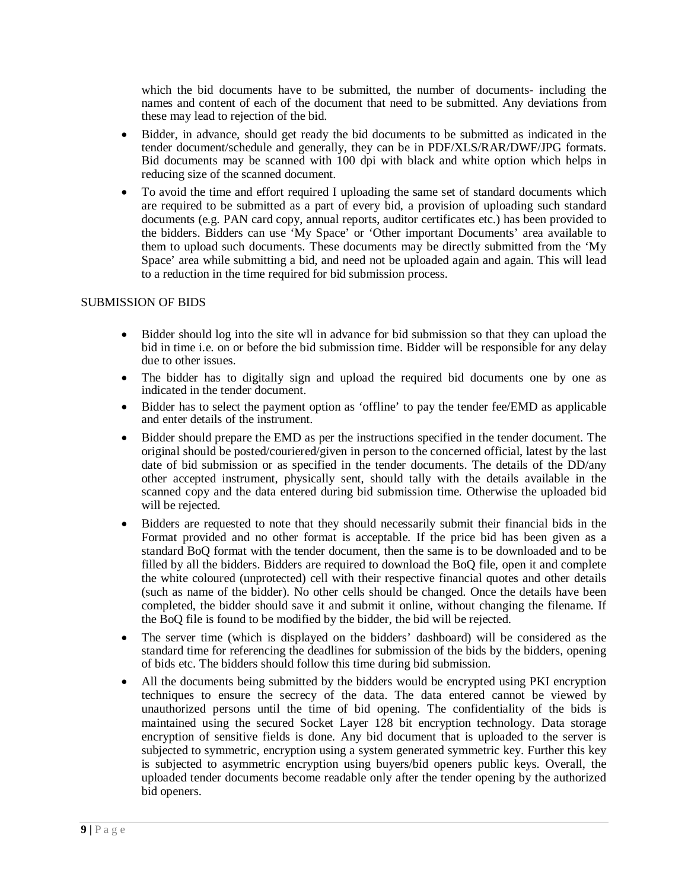which the bid documents have to be submitted, the number of documents- including the names and content of each of the document that need to be submitted. Any deviations from these may lead to rejection of the bid.

- Bidder, in advance, should get ready the bid documents to be submitted as indicated in the tender document/schedule and generally, they can be in PDF/XLS/RAR/DWF/JPG formats. Bid documents may be scanned with 100 dpi with black and white option which helps in reducing size of the scanned document.
- To avoid the time and effort required I uploading the same set of standard documents which are required to be submitted as a part of every bid, a provision of uploading such standard documents (e.g. PAN card copy, annual reports, auditor certificates etc.) has been provided to the bidders. Bidders can use 'My Space' or 'Other important Documents' area available to them to upload such documents. These documents may be directly submitted from the 'My Space' area while submitting a bid, and need not be uploaded again and again. This will lead to a reduction in the time required for bid submission process.

SUBMISSION OF BIDS

- Bidder should log into the site wll in advance for bid submission so that they can upload the bid in time i.e. on or before the bid submission time. Bidder will be responsible for any delay due to other issues.
- The bidder has to digitally sign and upload the required bid documents one by one as indicated in the tender document.
- Bidder has to select the payment option as 'offline' to pay the tender fee/EMD as applicable and enter details of the instrument.
- Bidder should prepare the EMD as per the instructions specified in the tender document. The original should be posted/couriered/given in person to the concerned official, latest by the last date of bid submission or as specified in the tender documents. The details of the DD/any other accepted instrument, physically sent, should tally with the details available in the scanned copy and the data entered during bid submission time. Otherwise the uploaded bid will be rejected.
- Bidders are requested to note that they should necessarily submit their financial bids in the Format provided and no other format is acceptable. If the price bid has been given as a standard BoQ format with the tender document, then the same is to be downloaded and to be filled by all the bidders. Bidders are required to download the BoQ file, open it and complete the white coloured (unprotected) cell with their respective financial quotes and other details (such as name of the bidder). No other cells should be changed. Once the details have been completed, the bidder should save it and submit it online, without changing the filename. If the BoQ file is found to be modified by the bidder, the bid will be rejected.
- The server time (which is displayed on the bidders' dashboard) will be considered as the standard time for referencing the deadlines for submission of the bids by the bidders, opening of bids etc. The bidders should follow this time during bid submission.
- All the documents being submitted by the bidders would be encrypted using PKI encryption techniques to ensure the secrecy of the data. The data entered cannot be viewed by unauthorized persons until the time of bid opening. The confidentiality of the bids is maintained using the secured Socket Layer 128 bit encryption technology. Data storage encryption of sensitive fields is done. Any bid document that is uploaded to the server is subjected to symmetric, encryption using a system generated symmetric key. Further this key is subjected to asymmetric encryption using buyers/bid openers public keys. Overall, the uploaded tender documents become readable only after the tender opening by the authorized bid openers.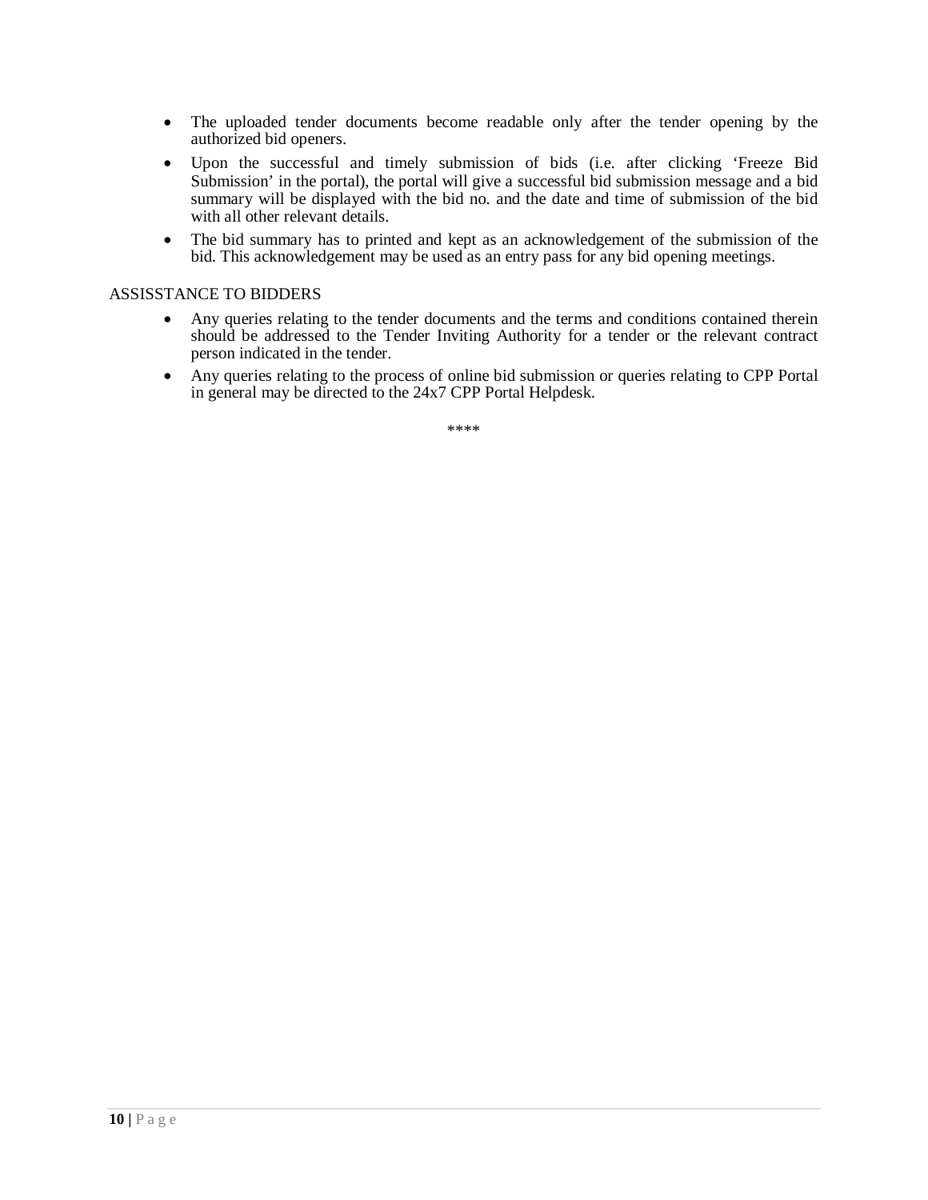- The uploaded tender documents become readable only after the tender opening by the authorized bid openers.
- Upon the successful and timely submission of bids (i.e. after clicking 'Freeze Bid Submission' in the portal), the portal will give a successful bid submission message and a bid summary will be displayed with the bid no. and the date and time of submission of the bid with all other relevant details.
- The bid summary has to printed and kept as an acknowledgement of the submission of the bid. This acknowledgement may be used as an entry pass for any bid opening meetings.

ASSISSTANCE TO BIDDERS

- Any queries relating to the tender documents and the terms and conditions contained therein should be addressed to the Tender Inviting Authority for a tender or the relevant contract person indicated in the tender.
- Any queries relating to the process of online bid submission or queries relating to CPP Portal in general may be directed to the 24x7 CPP Portal Helpdesk.

****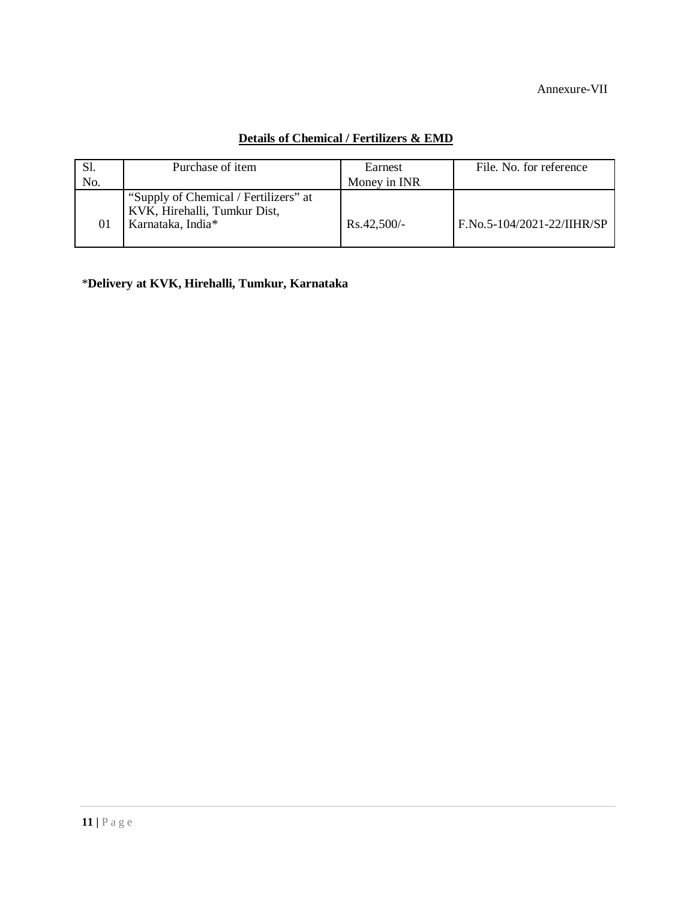Annexure-VII

## Details of Chemical / Fertilizers & EMD

| Sl. No. | Purchase of item | Earnest Money in INR | File. No. for reference |
|---|---|---|---|
| 01 | "Supply of Chemical / Fertilizers" at KVK, Hirehalli, Tumkur Dist, Karnataka, India* | Rs.42,500/- | F.No.5-104/2021-22/IIHR/SP |

***Delivery at KVK, Hirehalli, Tumkur, Karnataka**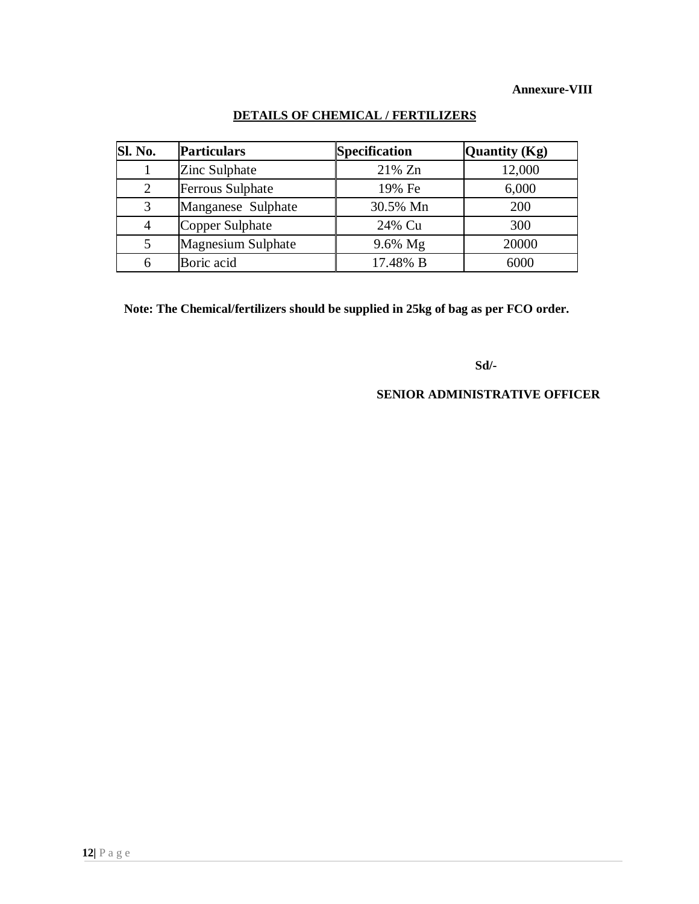**Annexure-VIII**

## DETAILS OF CHEMICAL / FERTILIZERS

| Sl. No. | Particulars | Specification | Quantity (Kg) |
|---|---|---|---|
| 1 | Zinc Sulphate | 21% Zn | 12,000 |
| 2 | Ferrous Sulphate | 19% Fe | 6,000 |
| 3 | Manganese Sulphate | 30.5% Mn | 200 |
| 4 | Copper Sulphate | 24% Cu | 300 |
| 5 | Magnesium Sulphate | 9.6% Mg | 20000 |
| 6 | Boric acid | 17.48% B | 6000 |

**Note: The Chemical/fertilizers should be supplied in 25kg of bag as per FCO order.**

**Sd/-**

**SENIOR ADMINISTRATIVE OFFICER**